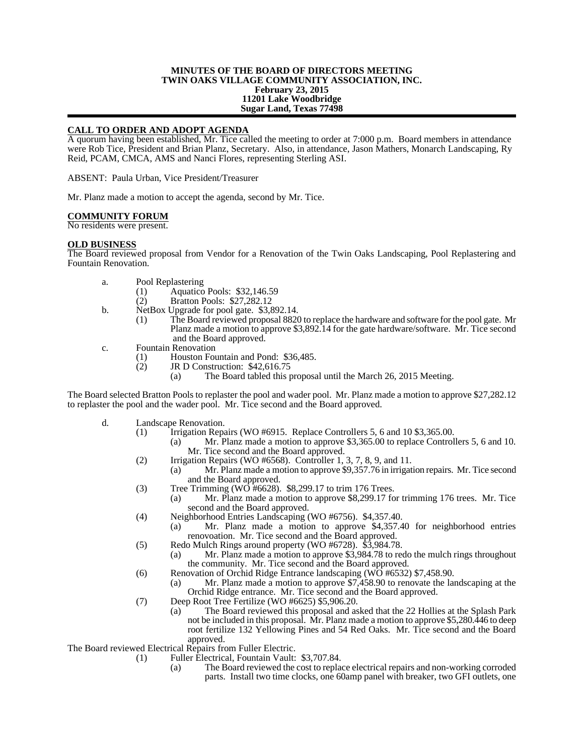**MINUTES OF THE BOARD OF DIRECTORS MEETING**
**TWIN OAKS VILLAGE COMMUNITY ASSOCIATION, INC.**
**February 23, 2015**
**11201 Lake Woodbridge**
**Sugar Land, Texas 77498**

## CALL TO ORDER AND ADOPT AGENDA

A quorum having been established, Mr. Tice called the meeting to order at 7:000 p.m. Board members in attendance were Rob Tice, President and Brian Planz, Secretary. Also, in attendance, Jason Mathers, Monarch Landscaping, Ry Reid, PCAM, CMCA, AMS and Nanci Flores, representing Sterling ASI.

ABSENT: Paula Urban, Vice President/Treasurer

Mr. Planz made a motion to accept the agenda, second by Mr. Tice.

## COMMUNITY FORUM

No residents were present.

## OLD BUSINESS

The Board reviewed proposal from Vendor for a Renovation of the Twin Oaks Landscaping, Pool Replastering and Fountain Renovation.

- a. Pool Replastering
  - (1) Aquatico Pools: $32,146.59
  - (2) Bratton Pools: $27,282.12
- b. NetBox Upgrade for pool gate. $3,892.14.
  - (1) The Board reviewed proposal 8820 to replace the hardware and software for the pool gate. Mr Planz made a motion to approve $3,892.14 for the gate hardware/software. Mr. Tice second and the Board approved.
- c. Fountain Renovation
  - (1) Houston Fountain and Pond: $36,485.
  - (2) JR D Construction: $42,616.75
    - (a) The Board tabled this proposal until the March 26, 2015 Meeting.

The Board selected Bratton Pools to replaster the pool and wader pool. Mr. Planz made a motion to approve $27,282.12 to replaster the pool and the wader pool. Mr. Tice second and the Board approved.

- d. Landscape Renovation.
  - (1) Irrigation Repairs (WO #6915. Replace Controllers 5, 6 and 10 $3,365.00.
    - (a) Mr. Planz made a motion to approve $3,365.00 to replace Controllers 5, 6 and 10. Mr. Tice second and the Board approved.
  - (2) Irrigation Repairs (WO #6568). Controller 1, 3, 7, 8, 9, and 11.
    - (a) Mr. Planz made a motion to approve $9,357.76 in irrigation repairs. Mr. Tice second and the Board approved.
  - (3) Tree Trimming (WO #6628). $8,299.17 to trim 176 Trees.
    - (a) Mr. Planz made a motion to approve $8,299.17 for trimming 176 trees. Mr. Tice second and the Board approved.
  - (4) Neighborhood Entries Landscaping (WO #6756). $4,357.40.
    - (a) Mr. Planz made a motion to approve $4,357.40 for neighborhood entries renovoation. Mr. Tice second and the Board approved.
  - (5) Redo Mulch Rings around property (WO #6728). $3,984.78.
    - (a) Mr. Planz made a motion to approve $3,984.78 to redo the mulch rings throughout the community. Mr. Tice second and the Board approved.
  - (6) Renovation of Orchid Ridge Entrance landscaping (WO #6532) $7,458.90.
    - (a) Mr. Planz made a motion to approve $7,458.90 to renovate the landscaping at the Orchid Ridge entrance. Mr. Tice second and the Board approved.
  - (7) Deep Root Tree Fertilize (WO #6625) $5,906.20.
    - (a) The Board reviewed this proposal and asked that the 22 Hollies at the Splash Park not be included in this proposal. Mr. Planz made a motion to approve $5,280.446 to deep root fertilize 132 Yellowing Pines and 54 Red Oaks. Mr. Tice second and the Board approved.

The Board reviewed Electrical Repairs from Fuller Electric.

- (1) Fuller Electrical, Fountain Vault: $3,707.84.
  - (a) The Board reviewed the cost to replace electrical repairs and non-working corroded parts. Install two time clocks, one 60amp panel with breaker, two GFI outlets, one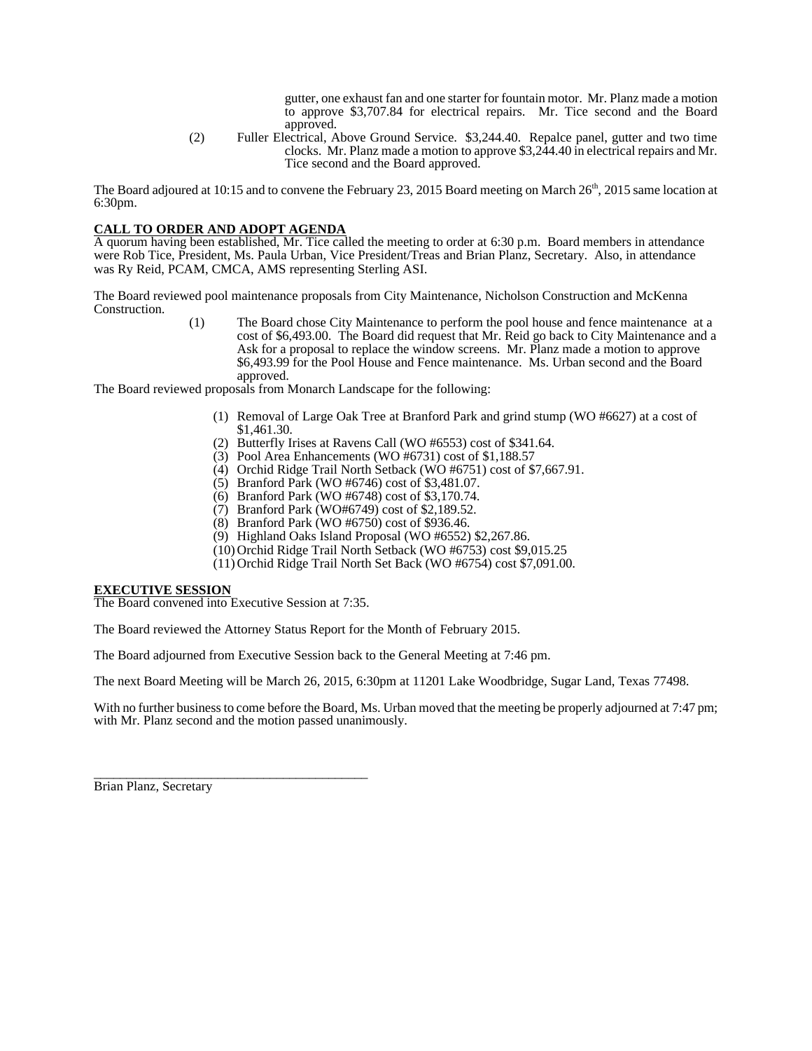gutter, one exhaust fan and one starter for fountain motor. Mr. Planz made a motion to approve $3,707.84 for electrical repairs. Mr. Tice second and the Board approved.

(2) Fuller Electrical, Above Ground Service. $3,244.40. Repalce panel, gutter and two time clocks. Mr. Planz made a motion to approve $3,244.40 in electrical repairs and Mr. Tice second and the Board approved.

The Board adjoured at 10:15 and to convene the February 23, 2015 Board meeting on March 26th, 2015 same location at 6:30pm.

**CALL TO ORDER AND ADOPT AGENDA**

A quorum having been established, Mr. Tice called the meeting to order at 6:30 p.m. Board members in attendance were Rob Tice, President, Ms. Paula Urban, Vice President/Treas and Brian Planz, Secretary. Also, in attendance was Ry Reid, PCAM, CMCA, AMS representing Sterling ASI.

The Board reviewed pool maintenance proposals from City Maintenance, Nicholson Construction and McKenna Construction.

(1) The Board chose City Maintenance to perform the pool house and fence maintenance at a cost of $6,493.00. The Board did request that Mr. Reid go back to City Maintenance and a Ask for a proposal to replace the window screens. Mr. Planz made a motion to approve $6,493.99 for the Pool House and Fence maintenance. Ms. Urban second and the Board approved.

The Board reviewed proposals from Monarch Landscape for the following:

(1) Removal of Large Oak Tree at Branford Park and grind stump (WO #6627) at a cost of $1,461.30.
(2) Butterfly Irises at Ravens Call (WO #6553) cost of $341.64.
(3) Pool Area Enhancements (WO #6731) cost of $1,188.57
(4) Orchid Ridge Trail North Setback (WO #6751) cost of $7,667.91.
(5) Branford Park (WO #6746) cost of $3,481.07.
(6) Branford Park (WO #6748) cost of $3,170.74.
(7) Branford Park (WO#6749) cost of $2,189.52.
(8) Branford Park (WO #6750) cost of $936.46.
(9) Highland Oaks Island Proposal (WO #6552) $2,267.86.
(10) Orchid Ridge Trail North Setback (WO #6753) cost $9,015.25
(11) Orchid Ridge Trail North Set Back (WO #6754) cost $7,091.00.

**EXECUTIVE SESSION**

The Board convened into Executive Session at 7:35.

The Board reviewed the Attorney Status Report for the Month of February 2015.

The Board adjourned from Executive Session back to the General Meeting at 7:46 pm.

The next Board Meeting will be March 26, 2015, 6:30pm at 11201 Lake Woodbridge, Sugar Land, Texas 77498.

With no further business to come before the Board, Ms. Urban moved that the meeting be properly adjourned at 7:47 pm; with Mr. Planz second and the motion passed unanimously.

\_\_\_\_\_\_\_\_\_\_\_\_\_\_\_\_\_\_\_\_\_\_\_\_\_\_\_\_\_\_\_\_\_\_\_\_\_\_\_\_\_\_

Brian Planz, Secretary